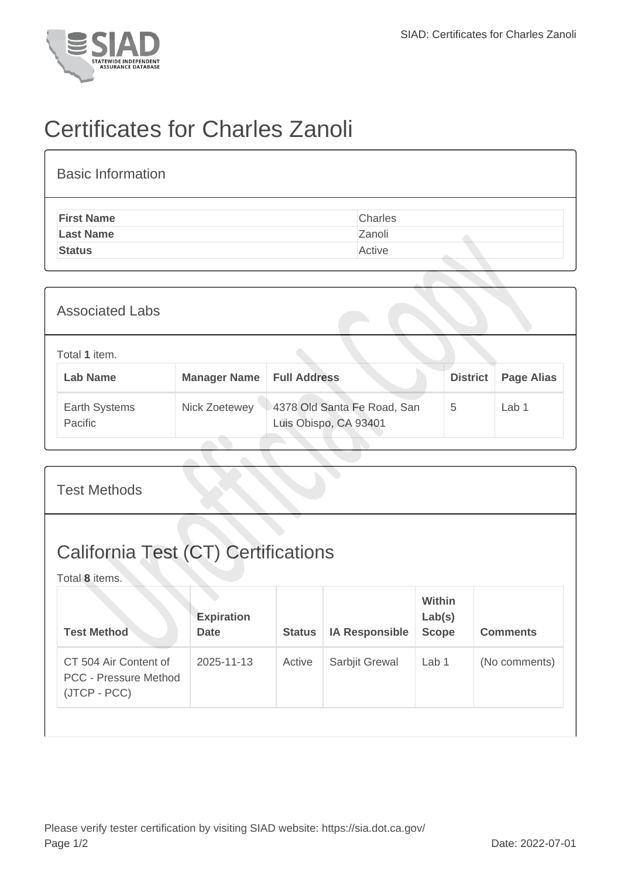# Certificates for Charles Zanoli

## Basic Information

| | |
|---|---|
| **First Name** | Charles |
| **Last Name** | Zanoli |
| **Status** | Active |

## Associated Labs

Total **1** item.

| Lab Name | Manager Name | Full Address | District | Page Alias |
|---|---|---|---|---|
| Earth Systems Pacific | Nick Zoetewey | 4378 Old Santa Fe Road, San Luis Obispo, CA 93401 | 5 | Lab 1 |

## Test Methods

### California Test (CT) Certifications

Total **8** items.

| Test Method | Expiration Date | Status | IA Responsible | Within Lab(s) Scope | Comments |
|---|---|---|---|---|---|
| CT 504 Air Content of PCC - Pressure Method (JTCP - PCC) | 2025-11-13 | Active | Sarbjit Grewal | Lab 1 | (No comments) |

Please verify tester certification by visiting SIAD website: https://sia.dot.ca.gov/

Date: 2022-07-01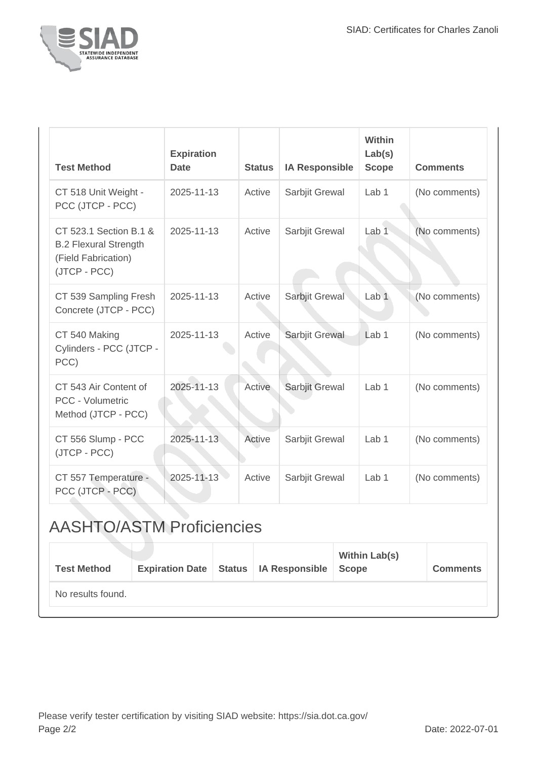| Test Method | Expiration Date | Status | IA Responsible | Within Lab(s) Scope | Comments |
| --- | --- | --- | --- | --- | --- |
| CT 518 Unit Weight - PCC (JTCP - PCC) | 2025-11-13 | Active | Sarbjit Grewal | Lab 1 | (No comments) |
| CT 523.1 Section B.1 & B.2 Flexural Strength (Field Fabrication) (JTCP - PCC) | 2025-11-13 | Active | Sarbjit Grewal | Lab 1 | (No comments) |
| CT 539 Sampling Fresh Concrete (JTCP - PCC) | 2025-11-13 | Active | Sarbjit Grewal | Lab 1 | (No comments) |
| CT 540 Making Cylinders - PCC (JTCP - PCC) | 2025-11-13 | Active | Sarbjit Grewal | Lab 1 | (No comments) |
| CT 543 Air Content of PCC - Volumetric Method (JTCP - PCC) | 2025-11-13 | Active | Sarbjit Grewal | Lab 1 | (No comments) |
| CT 556 Slump - PCC (JTCP - PCC) | 2025-11-13 | Active | Sarbjit Grewal | Lab 1 | (No comments) |
| CT 557 Temperature - PCC (JTCP - PCC) | 2025-11-13 | Active | Sarbjit Grewal | Lab 1 | (No comments) |

## AASHTO/ASTM Proficiencies

| Test Method | Expiration Date | Status | IA Responsible | Within Lab(s) Scope | Comments |
| --- | --- | --- | --- | --- | --- |
| No results found. | | | | | |

Please verify tester certification by visiting SIAD website: https://sia.dot.ca.gov/

Date: 2022-07-01